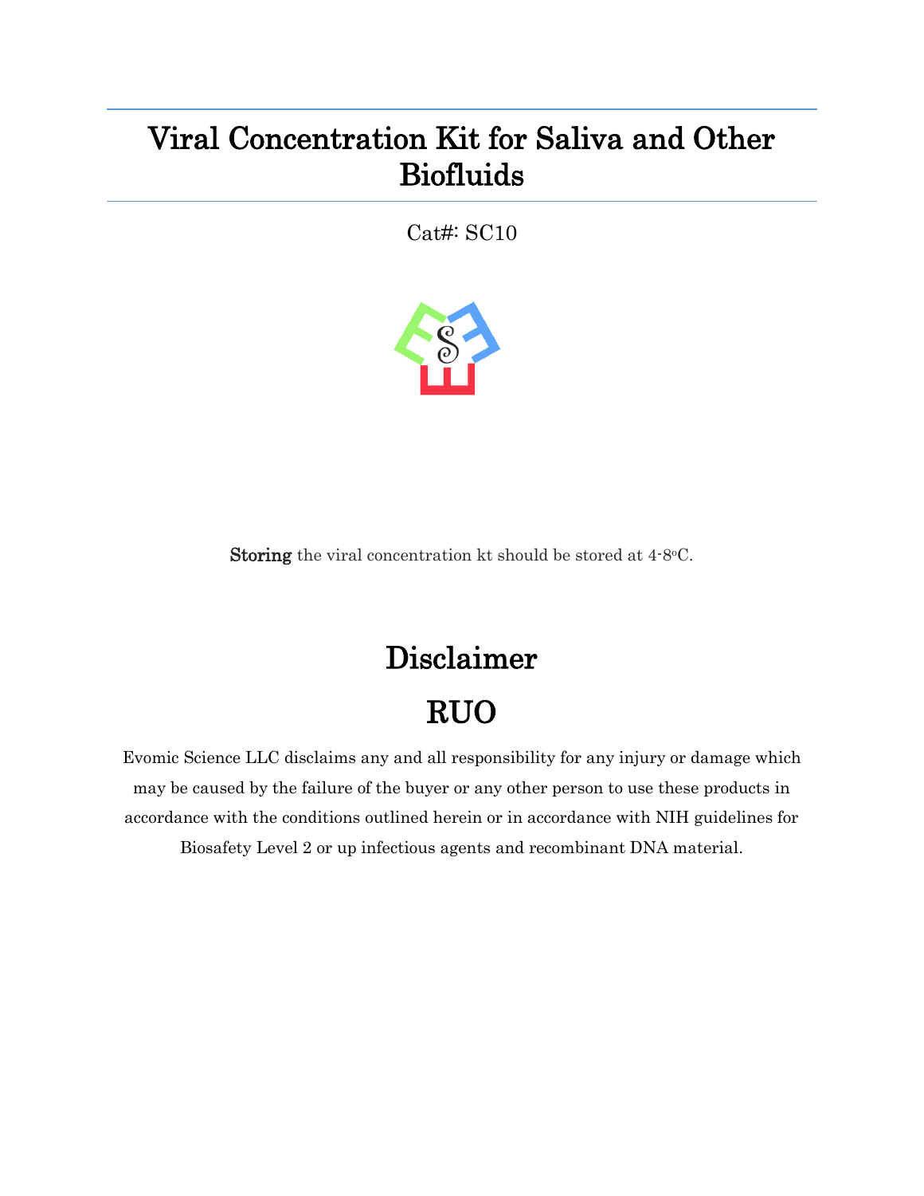# Viral Concentration Kit for Saliva and Other Biofluids

Cat#: SC10

**Storing** the viral concentration kt should be stored at 4-8$^{o}$C.

## Disclaimer

## RUO

Evomic Science LLC disclaims any and all responsibility for any injury or damage which may be caused by the failure of the buyer or any other person to use these products in accordance with the conditions outlined herein or in accordance with NIH guidelines for Biosafety Level 2 or up infectious agents and recombinant DNA material.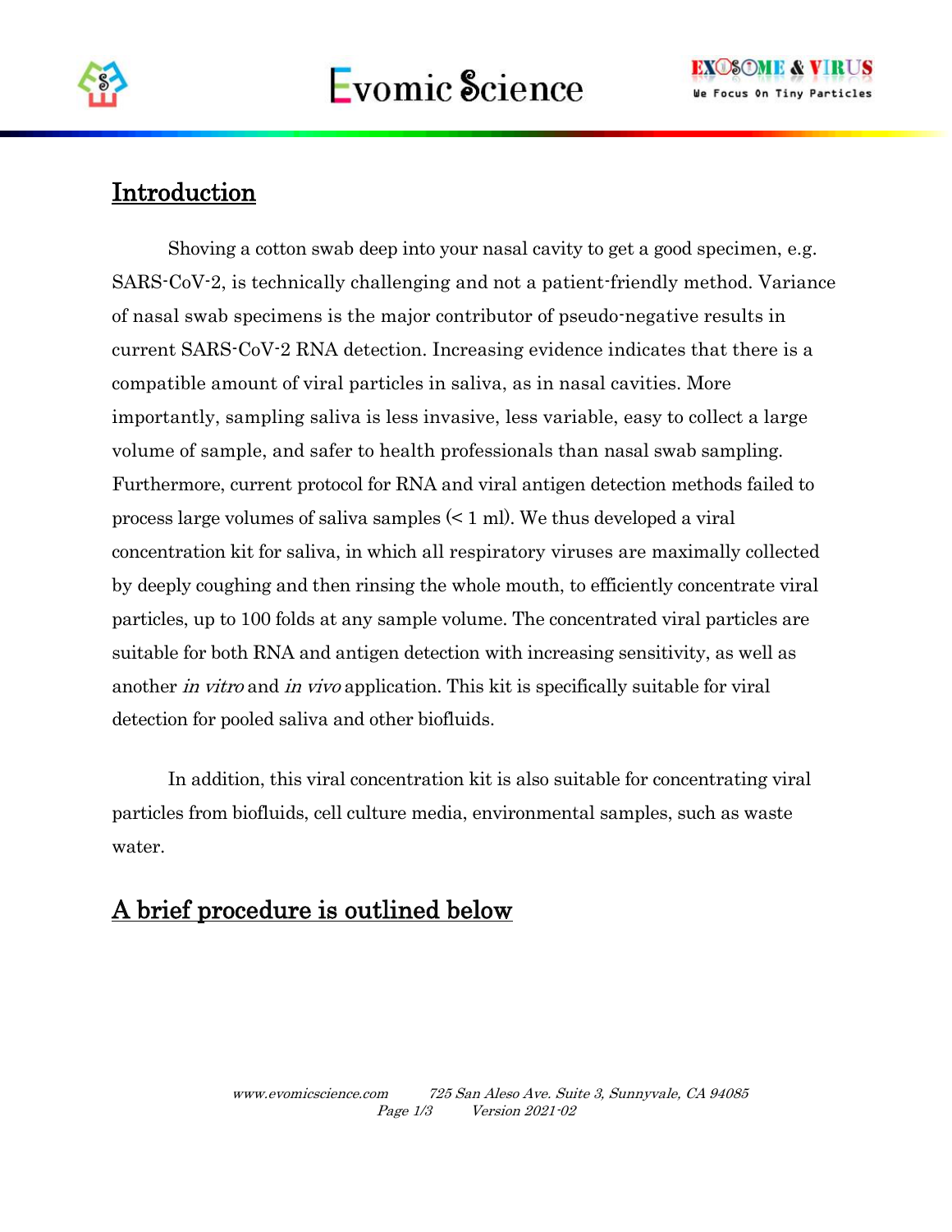## Introduction

Shoving a cotton swab deep into your nasal cavity to get a good specimen, e.g. SARS-CoV-2, is technically challenging and not a patient-friendly method. Variance of nasal swab specimens is the major contributor of pseudo-negative results in current SARS-CoV-2 RNA detection. Increasing evidence indicates that there is a compatible amount of viral particles in saliva, as in nasal cavities. More importantly, sampling saliva is less invasive, less variable, easy to collect a large volume of sample, and safer to health professionals than nasal swab sampling. Furthermore, current protocol for RNA and viral antigen detection methods failed to process large volumes of saliva samples (< 1 ml). We thus developed a viral concentration kit for saliva, in which all respiratory viruses are maximally collected by deeply coughing and then rinsing the whole mouth, to efficiently concentrate viral particles, up to 100 folds at any sample volume. The concentrated viral particles are suitable for both RNA and antigen detection with increasing sensitivity, as well as another *in vitro* and *in vivo* application. This kit is specifically suitable for viral detection for pooled saliva and other biofluids.

In addition, this viral concentration kit is also suitable for concentrating viral particles from biofluids, cell culture media, environmental samples, such as waste water.

## A brief procedure is outlined below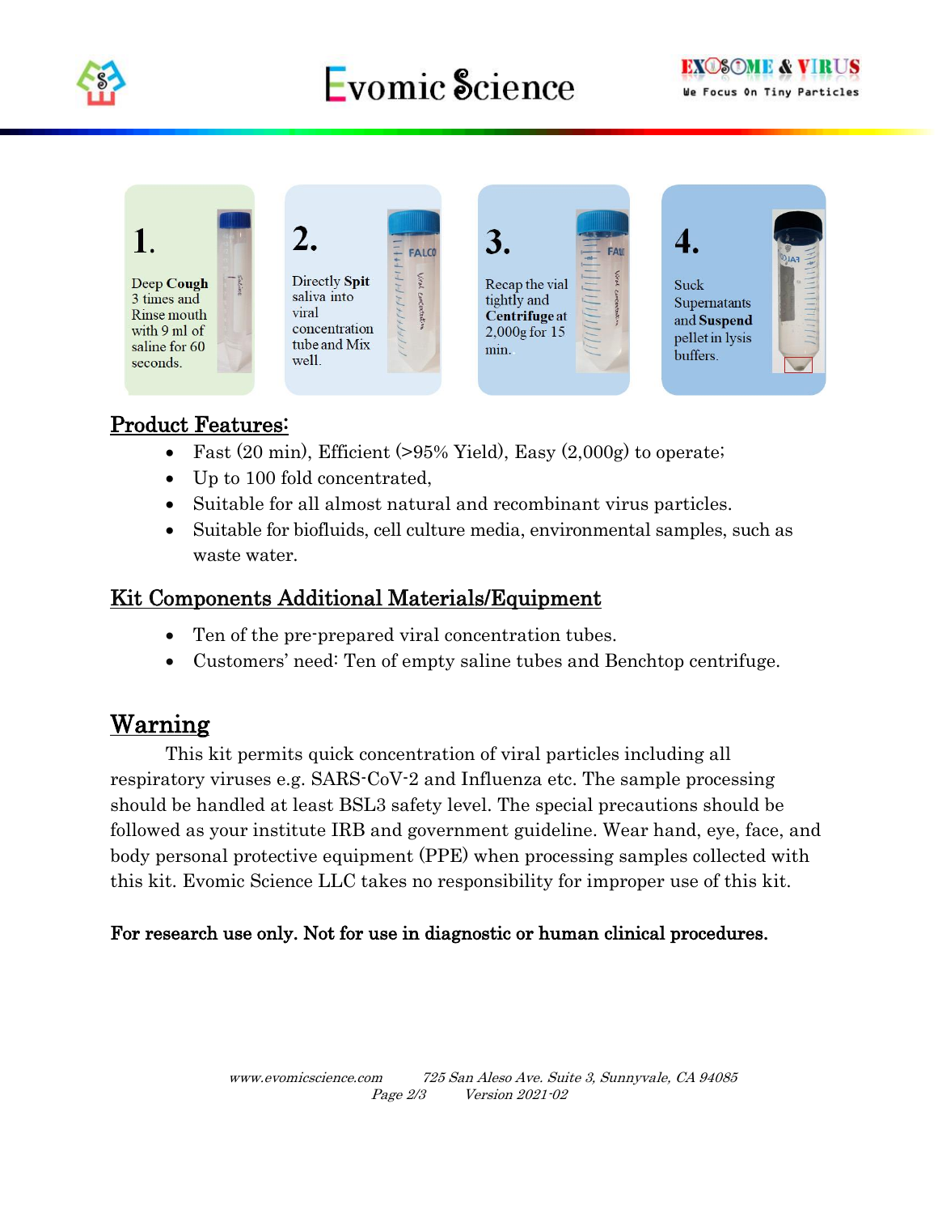**1.** Deep **Cough** 3 times and Rinse mouth with 9 ml of saline for 60 seconds.

**2.** Directly **Spit** saliva into viral concentration tube and Mix well.

**3.** Recap the vial tightly and **Centrifuge** at 2,000g for 15 min.

**4.** Suck Supernatants and **Suspend** pellet in lysis buffers.

## Product Features:

- Fast (20 min), Efficient (>95% Yield), Easy (2,000g) to operate;
- Up to 100 fold concentrated,
- Suitable for all almost natural and recombinant virus particles.
- Suitable for biofluids, cell culture media, environmental samples, such as waste water.

## Kit Components Additional Materials/Equipment

- Ten of the pre-prepared viral concentration tubes.
- Customers' need: Ten of empty saline tubes and Benchtop centrifuge.

## Warning

This kit permits quick concentration of viral particles including all respiratory viruses e.g. SARS-CoV-2 and Influenza etc. The sample processing should be handled at least BSL3 safety level. The special precautions should be followed as your institute IRB and government guideline. Wear hand, eye, face, and body personal protective equipment (PPE) when processing samples collected with this kit. Evomic Science LLC takes no responsibility for improper use of this kit.

**For research use only. Not for use in diagnostic or human clinical procedures.**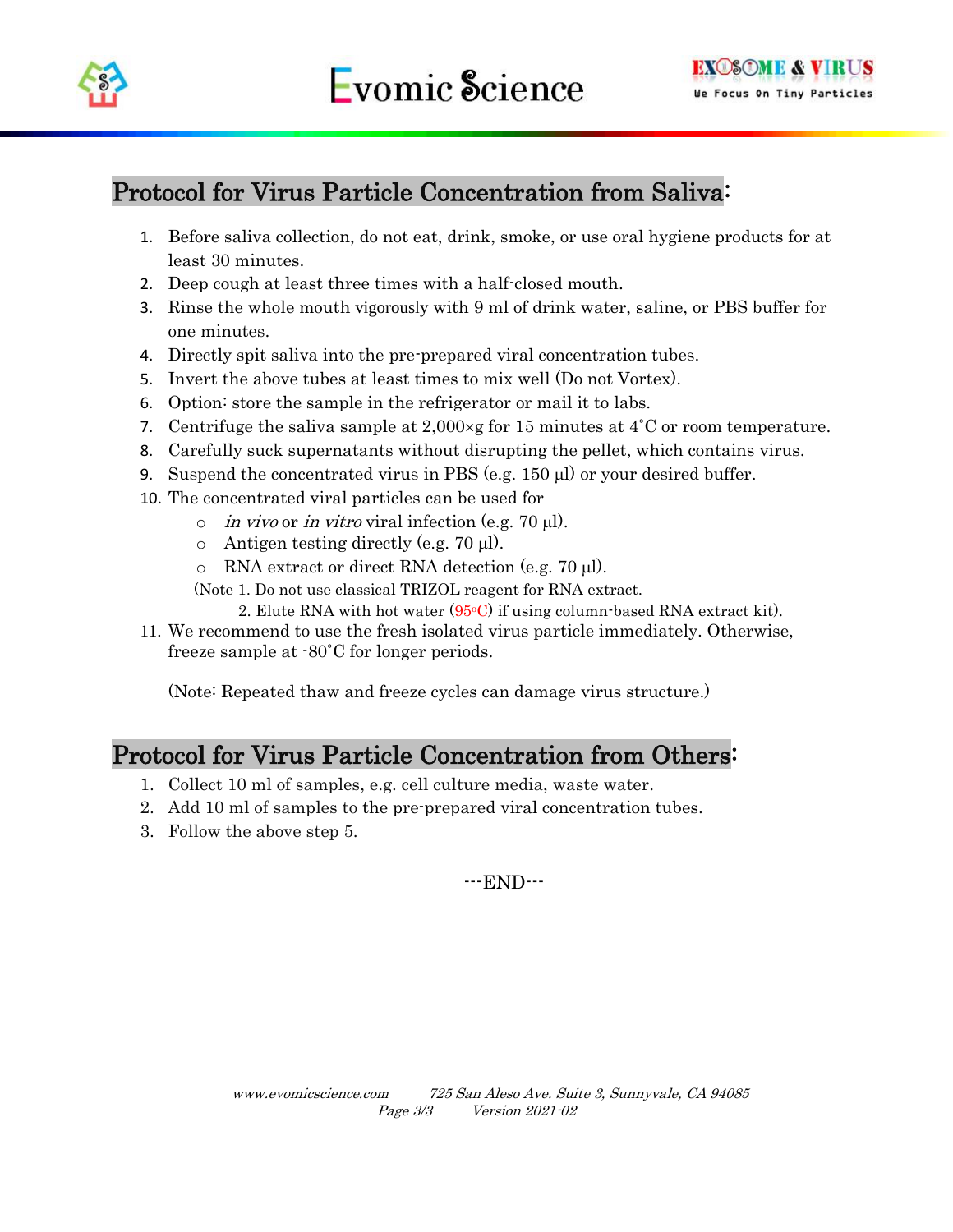## Protocol for Virus Particle Concentration from Saliva:

1. Before saliva collection, do not eat, drink, smoke, or use oral hygiene products for at least 30 minutes.
2. Deep cough at least three times with a half-closed mouth.
3. Rinse the whole mouth vigorously with 9 ml of drink water, saline, or PBS buffer for one minutes.
4. Directly spit saliva into the pre-prepared viral concentration tubes.
5. Invert the above tubes at least times to mix well (Do not Vortex).
6. Option: store the sample in the refrigerator or mail it to labs.
7. Centrifuge the saliva sample at 2,000×g for 15 minutes at 4˚C or room temperature.
8. Carefully suck supernatants without disrupting the pellet, which contains virus.
9. Suspend the concentrated virus in PBS (e.g. 150 µl) or your desired buffer.
10. The concentrated viral particles can be used for
    - *in vivo* or *in vitro* viral infection (e.g. 70 µl).
    - Antigen testing directly (e.g. 70 µl).
    - RNA extract or direct RNA detection (e.g. 70 µl).

    (Note 1. Do not use classical TRIZOL reagent for RNA extract.
    2. Elute RNA with hot water (95$^{o}$C) if using column-based RNA extract kit).
11. We recommend to use the fresh isolated virus particle immediately. Otherwise, freeze sample at -80˚C for longer periods.

    (Note: Repeated thaw and freeze cycles can damage virus structure.)

## Protocol for Virus Particle Concentration from Others:

1. Collect 10 ml of samples, e.g. cell culture media, waste water.
2. Add 10 ml of samples to the pre-prepared viral concentration tubes.
3. Follow the above step 5.

---END---